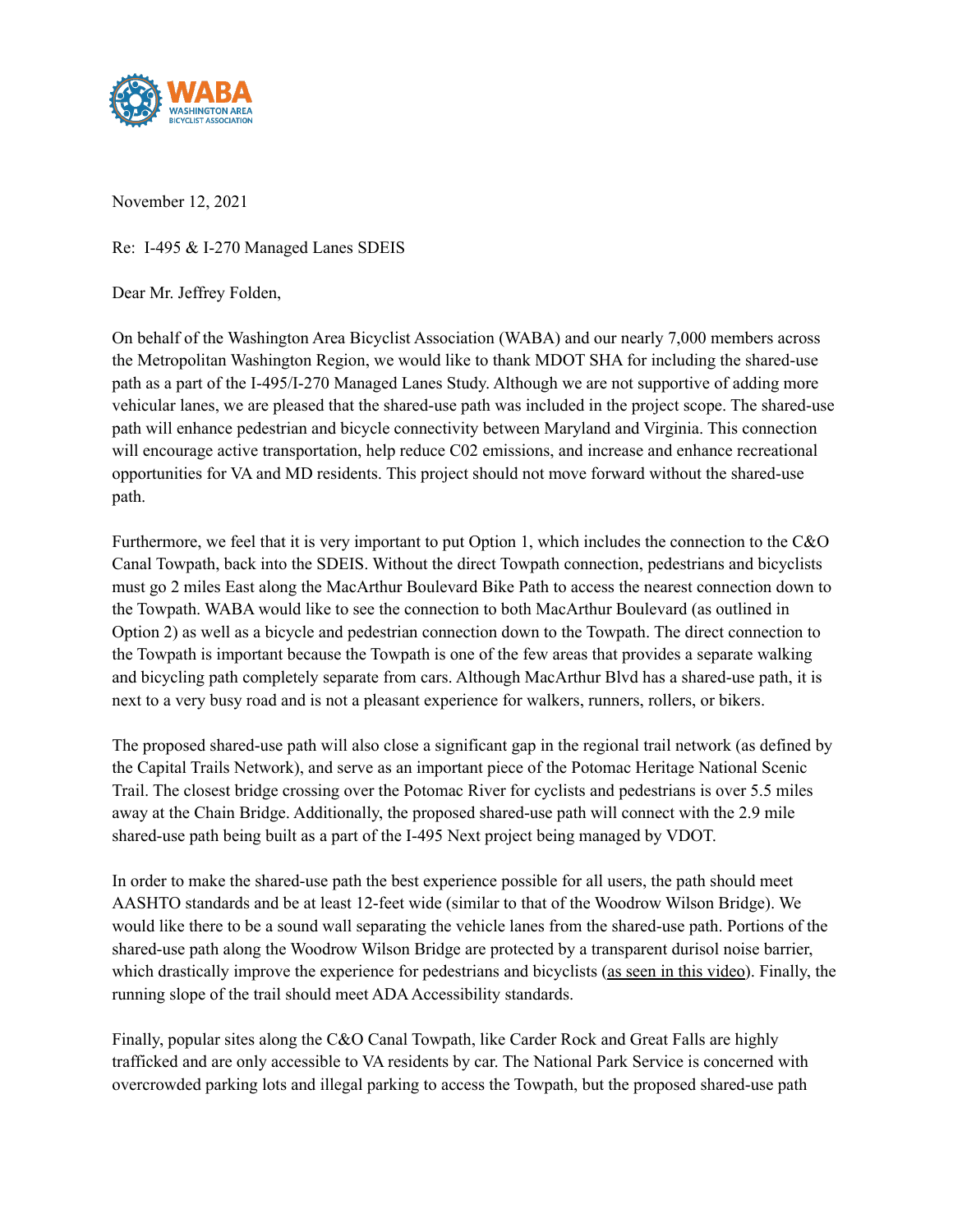**WABA**
WASHINGTON AREA BICYCLIST ASSOCIATION

November 12, 2021

Re: I-495 & I-270 Managed Lanes SDEIS

Dear Mr. Jeffrey Folden,

On behalf of the Washington Area Bicyclist Association (WABA) and our nearly 7,000 members across the Metropolitan Washington Region, we would like to thank MDOT SHA for including the shared-use path as a part of the I-495/I-270 Managed Lanes Study. Although we are not supportive of adding more vehicular lanes, we are pleased that the shared-use path was included in the project scope. The shared-use path will enhance pedestrian and bicycle connectivity between Maryland and Virginia. This connection will encourage active transportation, help reduce C02 emissions, and increase and enhance recreational opportunities for VA and MD residents. This project should not move forward without the shared-use path.

Furthermore, we feel that it is very important to put Option 1, which includes the connection to the C&O Canal Towpath, back into the SDEIS. Without the direct Towpath connection, pedestrians and bicyclists must go 2 miles East along the MacArthur Boulevard Bike Path to access the nearest connection down to the Towpath. WABA would like to see the connection to both MacArthur Boulevard (as outlined in Option 2) as well as a bicycle and pedestrian connection down to the Towpath. The direct connection to the Towpath is important because the Towpath is one of the few areas that provides a separate walking and bicycling path completely separate from cars. Although MacArthur Blvd has a shared-use path, it is next to a very busy road and is not a pleasant experience for walkers, runners, rollers, or bikers.

The proposed shared-use path will also close a significant gap in the regional trail network (as defined by the Capital Trails Network), and serve as an important piece of the Potomac Heritage National Scenic Trail. The closest bridge crossing over the Potomac River for cyclists and pedestrians is over 5.5 miles away at the Chain Bridge. Additionally, the proposed shared-use path will connect with the 2.9 mile shared-use path being built as a part of the I-495 Next project being managed by VDOT.

In order to make the shared-use path the best experience possible for all users, the path should meet AASHTO standards and be at least 12-feet wide (similar to that of the Woodrow Wilson Bridge). We would like there to be a sound wall separating the vehicle lanes from the shared-use path. Portions of the shared-use path along the Woodrow Wilson Bridge are protected by a transparent durisol noise barrier, which drastically improve the experience for pedestrians and bicyclists (as seen in this video). Finally, the running slope of the trail should meet ADA Accessibility standards.

Finally, popular sites along the C&O Canal Towpath, like Carder Rock and Great Falls are highly trafficked and are only accessible to VA residents by car. The National Park Service is concerned with overcrowded parking lots and illegal parking to access the Towpath, but the proposed shared-use path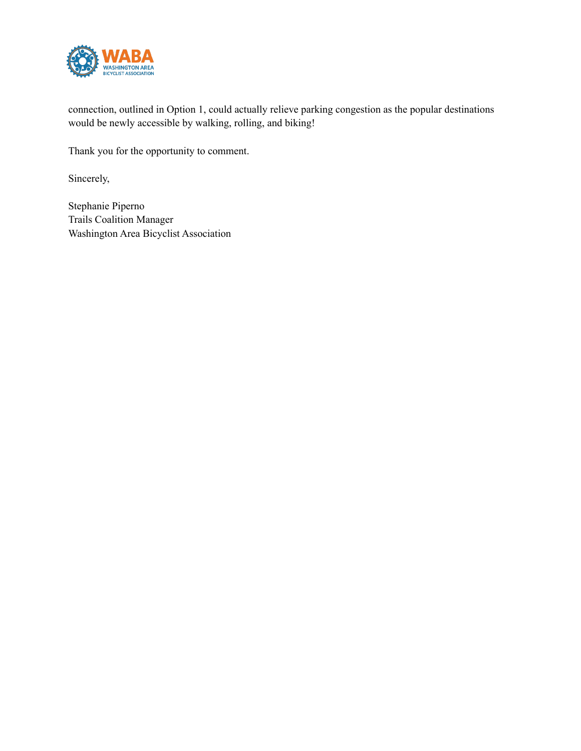connection, outlined in Option 1, could actually relieve parking congestion as the popular destinations would be newly accessible by walking, rolling, and biking!

Thank you for the opportunity to comment.

Sincerely,

Stephanie Piperno
Trails Coalition Manager
Washington Area Bicyclist Association